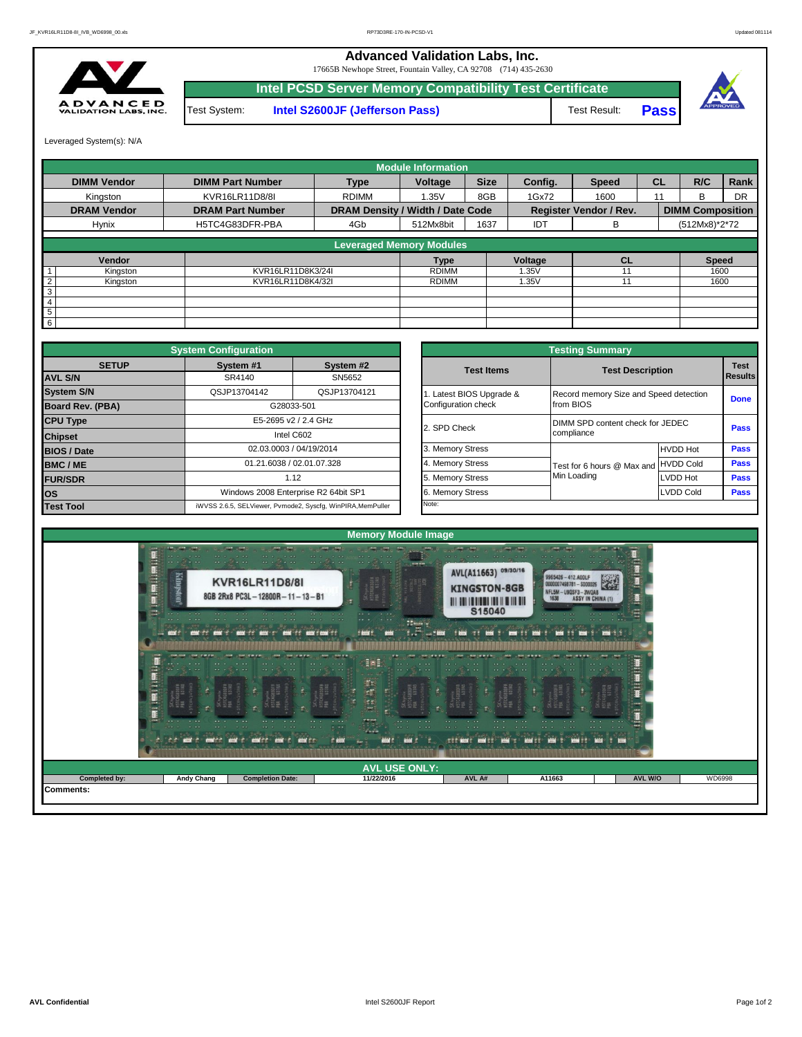# Advanced Validation Labs, Inc.

17665B Newhope Street, Fountain Valley, CA 92708 (714) 435-2630

## Intel PCSD Server Memory Compatibility Test Certificate

| Test System: | Intel S2600JF (Jefferson Pass) | Test Result: | Pass |
|---|---|---|---|

Leveraged System(s): N/A

**Module Information**

| DIMM Vendor | DIMM Part Number | Type | Voltage | Size | Config. | Speed | CL | R/C | Rank |
|---|---|---|---|---|---|---|---|---|---|
| Kingston | KVR16LR11D8/8I | RDIMM | 1.35V | 8GB | 1Gx72 | 1600 | 11 | B | DR |
| **DRAM Vendor** | **DRAM Part Number** | **DRAM Density / Width / Date Code** | | | **Register Vendor / Rev.** | | | **DIMM Composition** | |
| Hynix | H5TC4G83DFR-PBA | 4Gb | 512Mx8bit | 1637 | IDT | B | | (512Mx8)*2*72 | |

**Leveraged Memory Modules**

| | Vendor | | Type | Voltage | CL | Speed |
|---|---|---|---|---|---|---|
| 1 | Kingston | KVR16LR11D8K3/24I | RDIMM | 1.35V | 11 | 1600 |
| 2 | Kingston | KVR16LR11D8K4/32I | RDIMM | 1.35V | 11 | 1600 |
| 3 | | | | | | |
| 4 | | | | | | |
| 5 | | | | | | |
| 6 | | | | | | |

**System Configuration**

| SETUP | System #1 | System #2 |
|---|---|---|
| AVL S/N | SR4140 | SN5652 |
| System S/N | QSJP13704142 | QSJP13704121 |
| Board Rev. (PBA) | G28033-501 | |
| CPU Type | E5-2695 v2 / 2.4 GHz | |
| Chipset | Intel C602 | |
| BIOS / Date | 02.03.0003 / 04/19/2014 | |
| BMC / ME | 01.21.6038 / 02.01.07.328 | |
| FUR/SDR | 1.12 | |
| OS | Windows 2008 Enterprise R2 64bit SP1 | |
| Test Tool | iWVSS 2.6.5, SELViewer, Pvmode2, Syscfg, WinPIRA,MemPuller | |

**Testing Summary**

| Test Items | Test Description | | Test Results |
|---|---|---|---|
| 1. Latest BIOS Upgrade & Configuration check | Record memory Size and Speed detection from BIOS | | Done |
| 2. SPD Check | DIMM SPD content check for JEDEC compliance | | Pass |
| 3. Memory Stress | Test for 6 hours @ Max and Min Loading | HVDD Hot | Pass |
| 4. Memory Stress | | HVDD Cold | Pass |
| 5. Memory Stress | | LVDD Hot | Pass |
| 6. Memory Stress | | LVDD Cold | Pass |
| Note: | | | |

**Memory Module Image**

**AVL USE ONLY:**

| Completed by: | Andy Chang | Completion Date: | 11/22/2016 | AVL A# | A11663 | AVL W/O | WD6998 |
|---|---|---|---|---|---|---|---|

Comments: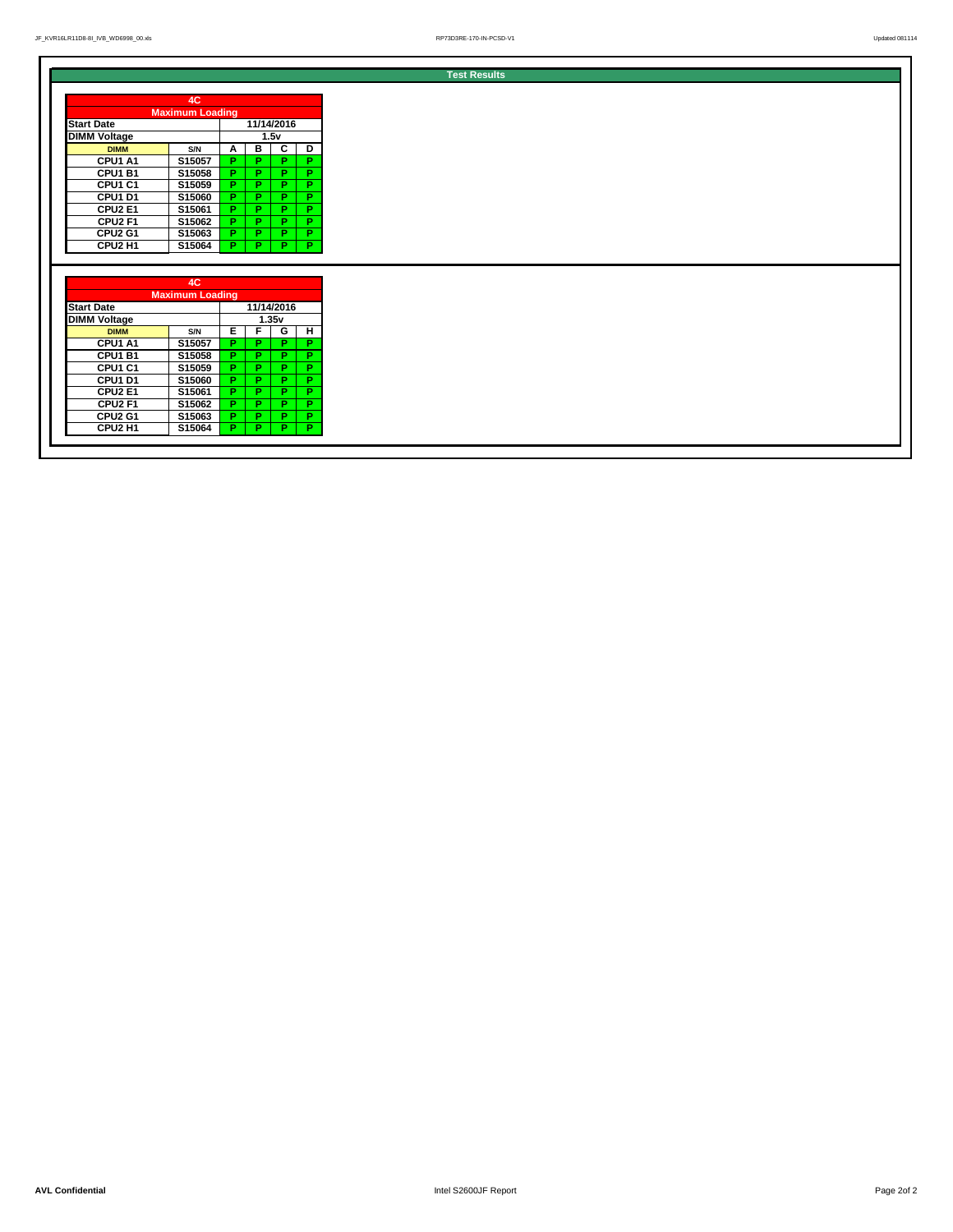## Test Results

| 4C | | | | | |
|---|---|---|---|---|---|
| **Maximum Loading** | | | | | |
| **Start Date** | | 11/14/2016 | | | |
| **DIMM Voltage** | | 1.5v | | | |
| **DIMM** | **S/N** | **A** | **B** | **C** | **D** |
| CPU1 A1 | S15057 | P | P | P | P |
| CPU1 B1 | S15058 | P | P | P | P |
| CPU1 C1 | S15059 | P | P | P | P |
| CPU1 D1 | S15060 | P | P | P | P |
| CPU2 E1 | S15061 | P | P | P | P |
| CPU2 F1 | S15062 | P | P | P | P |
| CPU2 G1 | S15063 | P | P | P | P |
| CPU2 H1 | S15064 | P | P | P | P |

| 4C | | | | | |
|---|---|---|---|---|---|
| **Maximum Loading** | | | | | |
| **Start Date** | | 11/14/2016 | | | |
| **DIMM Voltage** | | 1.35v | | | |
| **DIMM** | **S/N** | **E** | **F** | **G** | **H** |
| CPU1 A1 | S15057 | P | P | P | P |
| CPU1 B1 | S15058 | P | P | P | P |
| CPU1 C1 | S15059 | P | P | P | P |
| CPU1 D1 | S15060 | P | P | P | P |
| CPU2 E1 | S15061 | P | P | P | P |
| CPU2 F1 | S15062 | P | P | P | P |
| CPU2 G1 | S15063 | P | P | P | P |
| CPU2 H1 | S15064 | P | P | P | P |